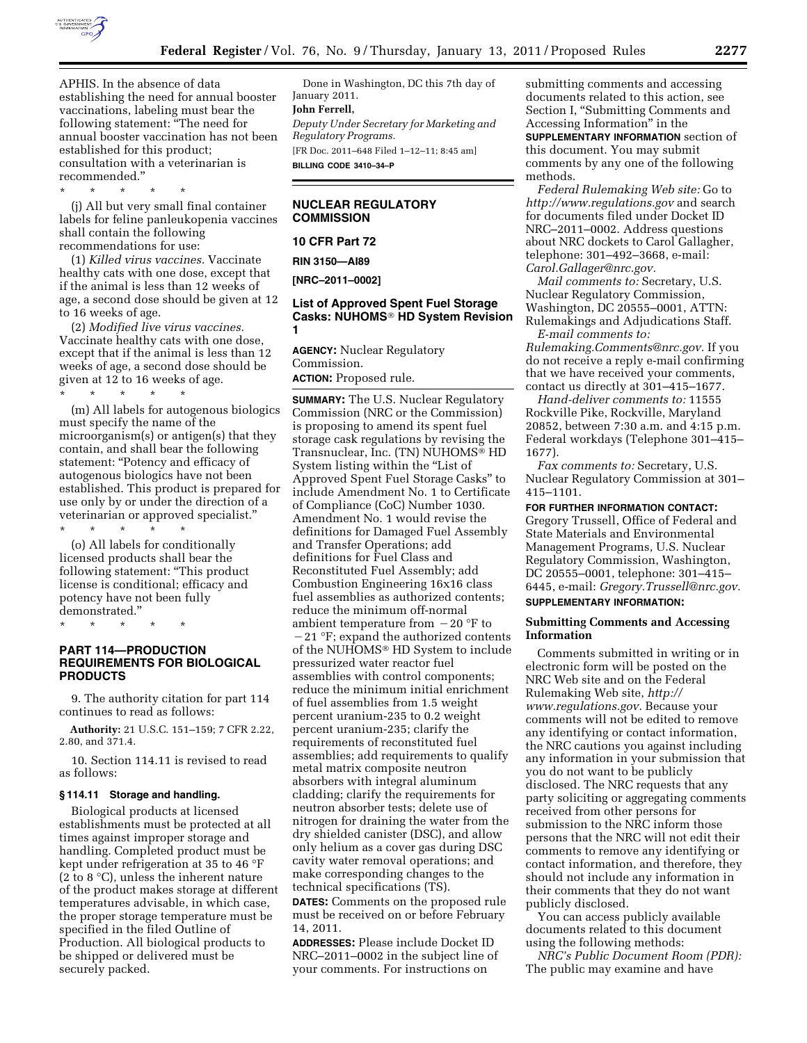APHIS. In the absence of data establishing the need for annual booster vaccinations, labeling must bear the following statement: "The need for annual booster vaccination has not been established for this product; consultation with a veterinarian is recommended."

\* \* \* \* \*

(j) All but very small final container labels for feline panleukopenia vaccines shall contain the following recommendations for use:

(1) *Killed virus vaccines.* Vaccinate healthy cats with one dose, except that if the animal is less than 12 weeks of age, a second dose should be given at 12 to 16 weeks of age.

(2) *Modified live virus vaccines.* Vaccinate healthy cats with one dose, except that if the animal is less than 12 weeks of age, a second dose should be given at 12 to 16 weeks of age.

\* \* \* \* \*

(m) All labels for autogenous biologics must specify the name of the microorganism(s) or antigen(s) that they contain, and shall bear the following statement: "Potency and efficacy of autogenous biologics have not been established. This product is prepared for use only by or under the direction of a veterinarian or approved specialist."

\* \* \* \* \*

(o) All labels for conditionally licensed products shall bear the following statement: "This product license is conditional; efficacy and potency have not been fully demonstrated."

\* \* \* \* \*

## PART 114—PRODUCTION REQUIREMENTS FOR BIOLOGICAL PRODUCTS

9. The authority citation for part 114 continues to read as follows:

**Authority:** 21 U.S.C. 151–159; 7 CFR 2.22, 2.80, and 371.4.

10. Section 114.11 is revised to read as follows:

### § 114.11 Storage and handling.

Biological products at licensed establishments must be protected at all times against improper storage and handling. Completed product must be kept under refrigeration at 35 to 46 °F (2 to 8 °C), unless the inherent nature of the product makes storage at different temperatures advisable, in which case, the proper storage temperature must be specified in the filed Outline of Production. All biological products to be shipped or delivered must be securely packed.

Done in Washington, DC this 7th day of January 2011.

**John Ferrell,**

*Deputy Under Secretary for Marketing and Regulatory Programs.*

[FR Doc. 2011–648 Filed 1–12–11; 8:45 am]

**BILLING CODE 3410–34–P**

---

## NUCLEAR REGULATORY COMMISSION

**10 CFR Part 72**

**RIN 3150—AI89**

**[NRC–2011–0002]**

## List of Approved Spent Fuel Storage Casks: NUHOMS® HD System Revision 1

**AGENCY:** Nuclear Regulatory Commission.

**ACTION:** Proposed rule.

**SUMMARY:** The U.S. Nuclear Regulatory Commission (NRC or the Commission) is proposing to amend its spent fuel storage cask regulations by revising the Transnuclear, Inc. (TN) NUHOMS® HD System listing within the "List of Approved Spent Fuel Storage Casks" to include Amendment No. 1 to Certificate of Compliance (CoC) Number 1030. Amendment No. 1 would revise the definitions for Damaged Fuel Assembly and Transfer Operations; add definitions for Fuel Class and Reconstituted Fuel Assembly; add Combustion Engineering 16x16 class fuel assemblies as authorized contents; reduce the minimum off-normal ambient temperature from −20 °F to −21 °F; expand the authorized contents of the NUHOMS® HD System to include pressurized water reactor fuel assemblies with control components; reduce the minimum initial enrichment of fuel assemblies from 1.5 weight percent uranium-235 to 0.2 weight percent uranium-235; clarify the requirements of reconstituted fuel assemblies; add requirements to qualify metal matrix composite neutron absorbers with integral aluminum cladding; clarify the requirements for neutron absorber tests; delete use of nitrogen for draining the water from the dry shielded canister (DSC), and allow only helium as a cover gas during DSC cavity water removal operations; and make corresponding changes to the technical specifications (TS).

**DATES:** Comments on the proposed rule must be received on or before February 14, 2011.

**ADDRESSES:** Please include Docket ID NRC–2011–0002 in the subject line of your comments. For instructions on submitting comments and accessing documents related to this action, see Section I, "Submitting Comments and Accessing Information" in the **SUPPLEMENTARY INFORMATION** section of this document. You may submit comments by any one of the following methods.

*Federal Rulemaking Web site:* Go to *http://www.regulations.gov* and search for documents filed under Docket ID NRC–2011–0002. Address questions about NRC dockets to Carol Gallagher, telephone: 301–492–3668, e-mail: *Carol.Gallager@nrc.gov.*

*Mail comments to:* Secretary, U.S. Nuclear Regulatory Commission, Washington, DC 20555–0001, ATTN: Rulemakings and Adjudications Staff.

*E-mail comments to: Rulemaking.Comments@nrc.gov.* If you do not receive a reply e-mail confirming that we have received your comments, contact us directly at 301–415–1677.

*Hand-deliver comments to:* 11555 Rockville Pike, Rockville, Maryland 20852, between 7:30 a.m. and 4:15 p.m. Federal workdays (Telephone 301–415–1677).

*Fax comments to:* Secretary, U.S. Nuclear Regulatory Commission at 301–415–1101.

**FOR FURTHER INFORMATION CONTACT:** Gregory Trussell, Office of Federal and State Materials and Environmental Management Programs, U.S. Nuclear Regulatory Commission, Washington, DC 20555–0001, telephone: 301–415–6445, e-mail: *Gregory.Trussell@nrc.gov.*

**SUPPLEMENTARY INFORMATION:**

### Submitting Comments and Accessing Information

Comments submitted in writing or in electronic form will be posted on the NRC Web site and on the Federal Rulemaking Web site, *http://www.regulations.gov.* Because your comments will not be edited to remove any identifying or contact information, the NRC cautions you against including any information in your submission that you do not want to be publicly disclosed. The NRC requests that any party soliciting or aggregating comments received from other persons for submission to the NRC inform those persons that the NRC will not edit their comments to remove any identifying or contact information, and therefore, they should not include any information in their comments that they do not want publicly disclosed.

You can access publicly available documents related to this document using the following methods:

*NRC's Public Document Room (PDR):* The public may examine and have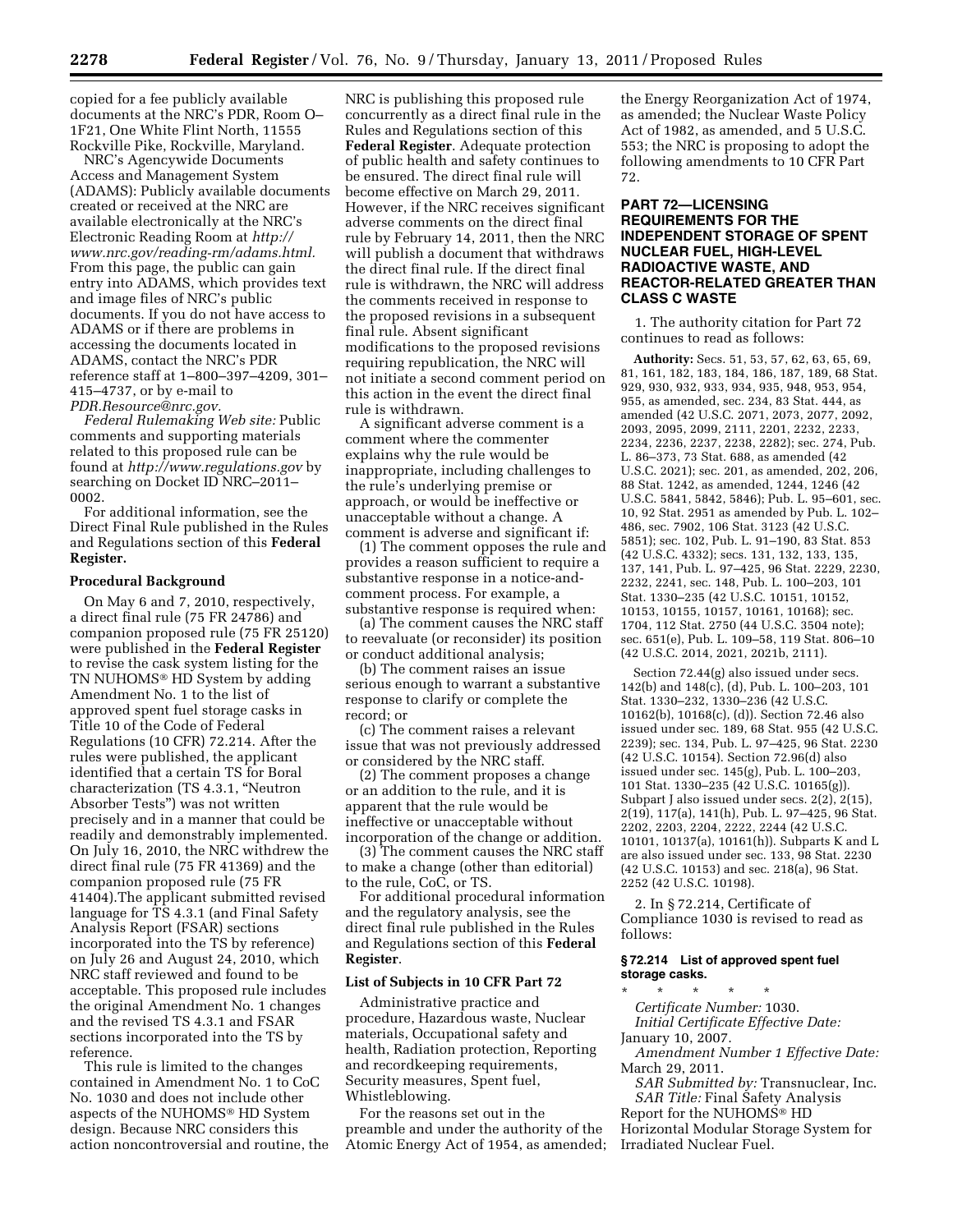copied for a fee publicly available documents at the NRC's PDR, Room O–1F21, One White Flint North, 11555 Rockville Pike, Rockville, Maryland.

*NRC's Agencywide Documents Access and Management System (ADAMS):* Publicly available documents created or received at the NRC are available electronically at the NRC's Electronic Reading Room at *http://www.nrc.gov/reading-rm/adams.html.* From this page, the public can gain entry into ADAMS, which provides text and image files of NRC's public documents. If you do not have access to ADAMS or if there are problems in accessing the documents located in ADAMS, contact the NRC's PDR reference staff at 1–800–397–4209, 301–415–4737, or by e-mail to *PDR.Resource@nrc.gov.*

*Federal Rulemaking Web site:* Public comments and supporting materials related to this proposed rule can be found at *http://www.regulations.gov* by searching on Docket ID NRC–2011–0002.

For additional information, see the Direct Final Rule published in the Rules and Regulations section of this **Federal Register.**

## Procedural Background

On May 6 and 7, 2010, respectively, a direct final rule (75 FR 24786) and companion proposed rule (75 FR 25120) were published in the **Federal Register** to revise the cask system listing for the TN NUHOMS® HD System by adding Amendment No. 1 to the list of approved spent fuel storage casks in Title 10 of the Code of Federal Regulations (10 CFR) 72.214. After the rules were published, the applicant identified that a certain TS for Boral characterization (TS 4.3.1, "Neutron Absorber Tests") was not written precisely and in a manner that could be readily and demonstrably implemented. On July 16, 2010, the NRC withdrew the direct final rule (75 FR 41369) and the companion proposed rule (75 FR 41404).The applicant submitted revised language for TS 4.3.1 (and Final Safety Analysis Report (FSAR) sections incorporated into the TS by reference) on July 26 and August 24, 2010, which NRC staff reviewed and found to be acceptable. This proposed rule includes the original Amendment No. 1 changes and the revised TS 4.3.1 and FSAR sections incorporated into the TS by reference.

This rule is limited to the changes contained in Amendment No. 1 to CoC No. 1030 and does not include other aspects of the NUHOMS® HD System design. Because NRC considers this action noncontroversial and routine, the NRC is publishing this proposed rule concurrently as a direct final rule in the Rules and Regulations section of this **Federal Register**. Adequate protection of public health and safety continues to be ensured. The direct final rule will become effective on March 29, 2011. However, if the NRC receives significant adverse comments on the direct final rule by February 14, 2011, then the NRC will publish a document that withdraws the direct final rule. If the direct final rule is withdrawn, the NRC will address the comments received in response to the proposed revisions in a subsequent final rule. Absent significant modifications to the proposed revisions requiring republication, the NRC will not initiate a second comment period on this action in the event the direct final rule is withdrawn.

A significant adverse comment is a comment where the commenter explains why the rule would be inappropriate, including challenges to the rule's underlying premise or approach, or would be ineffective or unacceptable without a change. A comment is adverse and significant if:

(1) The comment opposes the rule and provides a reason sufficient to require a substantive response in a notice-and-comment process. For example, a substantive response is required when:

(a) The comment causes the NRC staff to reevaluate (or reconsider) its position or conduct additional analysis;

(b) The comment raises an issue serious enough to warrant a substantive response to clarify or complete the record; or

(c) The comment raises a relevant issue that was not previously addressed or considered by the NRC staff.

(2) The comment proposes a change or an addition to the rule, and it is apparent that the rule would be ineffective or unacceptable without incorporation of the change or addition.

(3) The comment causes the NRC staff to make a change (other than editorial) to the rule, CoC, or TS.

For additional procedural information and the regulatory analysis, see the direct final rule published in the Rules and Regulations section of this **Federal Register**.

## List of Subjects in 10 CFR Part 72

Administrative practice and procedure, Hazardous waste, Nuclear materials, Occupational safety and health, Radiation protection, Reporting and recordkeeping requirements, Security measures, Spent fuel, Whistleblowing.

For the reasons set out in the preamble and under the authority of the Atomic Energy Act of 1954, as amended; the Energy Reorganization Act of 1974, as amended; the Nuclear Waste Policy Act of 1982, as amended, and 5 U.S.C. 553; the NRC is proposing to adopt the following amendments to 10 CFR Part 72.

## PART 72—LICENSING REQUIREMENTS FOR THE INDEPENDENT STORAGE OF SPENT NUCLEAR FUEL, HIGH-LEVEL RADIOACTIVE WASTE, AND REACTOR-RELATED GREATER THAN CLASS C WASTE

1. The authority citation for Part 72 continues to read as follows:

**Authority:** Secs. 51, 53, 57, 62, 63, 65, 69, 81, 161, 182, 183, 184, 186, 187, 189, 68 Stat. 929, 930, 932, 933, 934, 935, 948, 953, 954, 955, as amended, sec. 234, 83 Stat. 444, as amended (42 U.S.C. 2071, 2073, 2077, 2092, 2093, 2095, 2099, 2111, 2201, 2232, 2233, 2234, 2236, 2237, 2238, 2282); sec. 274, Pub. L. 86–373, 73 Stat. 688, as amended (42 U.S.C. 2021); sec. 201, as amended, 202, 206, 88 Stat. 1242, as amended, 1244, 1246 (42 U.S.C. 5841, 5842, 5846); Pub. L. 95–601, sec. 10, 92 Stat. 2951 as amended by Pub. L. 102–486, sec. 7902, 106 Stat. 3123 (42 U.S.C. 5851); sec. 102, Pub. L. 91–190, 83 Stat. 853 (42 U.S.C. 4332); secs. 131, 132, 133, 135, 137, 141, Pub. L. 97–425, 96 Stat. 2229, 2230, 2232, 2241, sec. 148, Pub. L. 100–203, 101 Stat. 1330–235 (42 U.S.C. 10151, 10152, 10153, 10155, 10157, 10161, 10168); sec. 1704, 112 Stat. 2750 (44 U.S.C. 3504 note); sec. 651(e), Pub. L. 109–58, 119 Stat. 806–10 (42 U.S.C. 2014, 2021, 2021b, 2111).

Section 72.44(g) also issued under secs. 142(b) and 148(c), (d), Pub. L. 100–203, 101 Stat. 1330–232, 1330–236 (42 U.S.C. 10162(b), 10168(c), (d)). Section 72.46 also issued under sec. 189, 68 Stat. 955 (42 U.S.C. 2239); sec. 134, Pub. L. 97–425, 96 Stat. 2230 (42 U.S.C. 10154). Section 72.96(d) also issued under sec. 145(g), Pub. L. 100–203, 101 Stat. 1330–235 (42 U.S.C. 10165(g)). Subpart J also issued under secs. 2(2), 2(15), 2(19), 117(a), 141(h), Pub. L. 97–425, 96 Stat. 2202, 2203, 2204, 2222, 2244 (42 U.S.C. 10101, 10137(a), 10161(h)). Subparts K and L are also issued under sec. 133, 98 Stat. 2230 (42 U.S.C. 10153) and sec. 218(a), 96 Stat. 2252 (42 U.S.C. 10198).

2. In § 72.214, Certificate of Compliance 1030 is revised to read as follows:

### § 72.214 List of approved spent fuel storage casks.

\* \* \* \* \*

*Certificate Number:* 1030.

*Initial Certificate Effective Date:* January 10, 2007.

*Amendment Number 1 Effective Date:* March 29, 2011.

*SAR Submitted by:* Transnuclear, Inc.

*SAR Title:* Final Safety Analysis Report for the NUHOMS® HD Horizontal Modular Storage System for Irradiated Nuclear Fuel.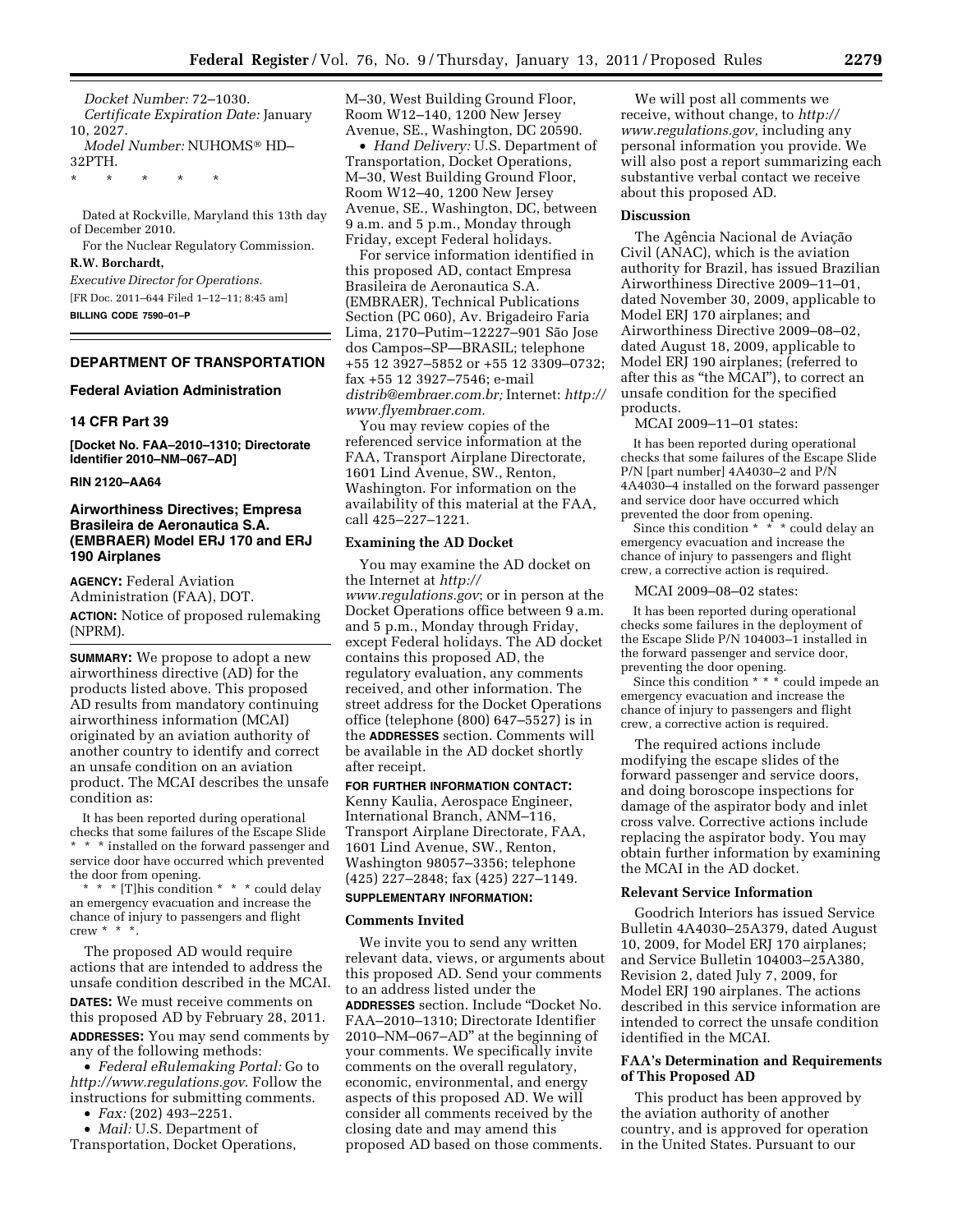*Docket Number:* 72–1030.

*Certificate Expiration Date:* January 10, 2027.

*Model Number:* NUHOMS® HD–32PTH.

\* \* \* \* \*

Dated at Rockville, Maryland this 13th day of December 2010.

For the Nuclear Regulatory Commission.

**R.W. Borchardt,**

*Executive Director for Operations.*

[FR Doc. 2011–644 Filed 1–12–11; 8:45 am]

**BILLING CODE 7590–01–P**

## DEPARTMENT OF TRANSPORTATION

### Federal Aviation Administration

### 14 CFR Part 39

**[Docket No. FAA–2010–1310; Directorate Identifier 2010–NM–067–AD]**

**RIN 2120–AA64**

### Airworthiness Directives; Empresa Brasileira de Aeronautica S.A. (EMBRAER) Model ERJ 170 and ERJ 190 Airplanes

**AGENCY:** Federal Aviation Administration (FAA), DOT.

**ACTION:** Notice of proposed rulemaking (NPRM).

**SUMMARY:** We propose to adopt a new airworthiness directive (AD) for the products listed above. This proposed AD results from mandatory continuing airworthiness information (MCAI) originated by an aviation authority of another country to identify and correct an unsafe condition on an aviation product. The MCAI describes the unsafe condition as:

> It has been reported during operational checks that some failures of the Escape Slide * * * installed on the forward passenger and service door have occurred which prevented the door from opening.
>
> * * * [T]his condition * * * could delay an emergency evacuation and increase the chance of injury to passengers and flight crew * * *.

The proposed AD would require actions that are intended to address the unsafe condition described in the MCAI.

**DATES:** We must receive comments on this proposed AD by February 28, 2011.

**ADDRESSES:** You may send comments by any of the following methods:

- *Federal eRulemaking Portal:* Go to *http://www.regulations.gov*. Follow the instructions for submitting comments.
- *Fax:* (202) 493–2251.
- *Mail:* U.S. Department of Transportation, Docket Operations, M–30, West Building Ground Floor, Room W12–140, 1200 New Jersey Avenue, SE., Washington, DC 20590.
- *Hand Delivery:* U.S. Department of Transportation, Docket Operations, M–30, West Building Ground Floor, Room W12–40, 1200 New Jersey Avenue, SE., Washington, DC, between 9 a.m. and 5 p.m., Monday through Friday, except Federal holidays.

For service information identified in this proposed AD, contact Empresa Brasileira de Aeronautica S.A. (EMBRAER), Technical Publications Section (PC 060), Av. Brigadeiro Faria Lima, 2170–Putim–12227–901 São Jose dos Campos–SP—BRASIL; telephone +55 12 3927–5852 or +55 12 3309–0732; fax +55 12 3927–7546; e-mail *distrib@embraer.com.br;* Internet: *http://www.flyembraer.com.*

You may review copies of the referenced service information at the FAA, Transport Airplane Directorate, 1601 Lind Avenue, SW., Renton, Washington. For information on the availability of this material at the FAA, call 425–227–1221.

#### Examining the AD Docket

You may examine the AD docket on the Internet at *http://www.regulations.gov*; or in person at the Docket Operations office between 9 a.m. and 5 p.m., Monday through Friday, except Federal holidays. The AD docket contains this proposed AD, the regulatory evaluation, any comments received, and other information. The street address for the Docket Operations office (telephone (800) 647–5527) is in the **ADDRESSES** section. Comments will be available in the AD docket shortly after receipt.

**FOR FURTHER INFORMATION CONTACT:** Kenny Kaulia, Aerospace Engineer, International Branch, ANM–116, Transport Airplane Directorate, FAA, 1601 Lind Avenue, SW., Renton, Washington 98057–3356; telephone (425) 227–2848; fax (425) 227–1149.

**SUPPLEMENTARY INFORMATION:**

#### Comments Invited

We invite you to send any written relevant data, views, or arguments about this proposed AD. Send your comments to an address listed under the **ADDRESSES** section. Include "Docket No. FAA–2010–1310; Directorate Identifier 2010–NM–067–AD" at the beginning of your comments. We specifically invite comments on the overall regulatory, economic, environmental, and energy aspects of this proposed AD. We will consider all comments received by the closing date and may amend this proposed AD based on those comments.

We will post all comments we receive, without change, to *http://www.regulations.gov,* including any personal information you provide. We will also post a report summarizing each substantive verbal contact we receive about this proposed AD.

#### Discussion

The Agência Nacional de Aviação Civil (ANAC), which is the aviation authority for Brazil, has issued Brazilian Airworthiness Directive 2009–11–01, dated November 30, 2009, applicable to Model ERJ 170 airplanes; and Airworthiness Directive 2009–08–02, dated August 18, 2009, applicable to Model ERJ 190 airplanes; (referred to after this as "the MCAI"), to correct an unsafe condition for the specified products.

MCAI 2009–11–01 states:

> It has been reported during operational checks that some failures of the Escape Slide P/N [part number] 4A4030–2 and P/N 4A4030–4 installed on the forward passenger and service door have occurred which prevented the door from opening.
>
> Since this condition * * * could delay an emergency evacuation and increase the chance of injury to passengers and flight crew, a corrective action is required.

MCAI 2009–08–02 states:

> It has been reported during operational checks some failures in the deployment of the Escape Slide P/N 104003–1 installed in the forward passenger and service door, preventing the door opening.
>
> Since this condition * * * could impede an emergency evacuation and increase the chance of injury to passengers and flight crew, a corrective action is required.

The required actions include modifying the escape slides of the forward passenger and service doors, and doing boroscope inspections for damage of the aspirator body and inlet cross valve. Corrective actions include replacing the aspirator body. You may obtain further information by examining the MCAI in the AD docket.

#### Relevant Service Information

Goodrich Interiors has issued Service Bulletin 4A4030–25A379, dated August 10, 2009, for Model ERJ 170 airplanes; and Service Bulletin 104003–25A380, Revision 2, dated July 7, 2009, for Model ERJ 190 airplanes. The actions described in this service information are intended to correct the unsafe condition identified in the MCAI.

#### FAA's Determination and Requirements of This Proposed AD

This product has been approved by the aviation authority of another country, and is approved for operation in the United States. Pursuant to our